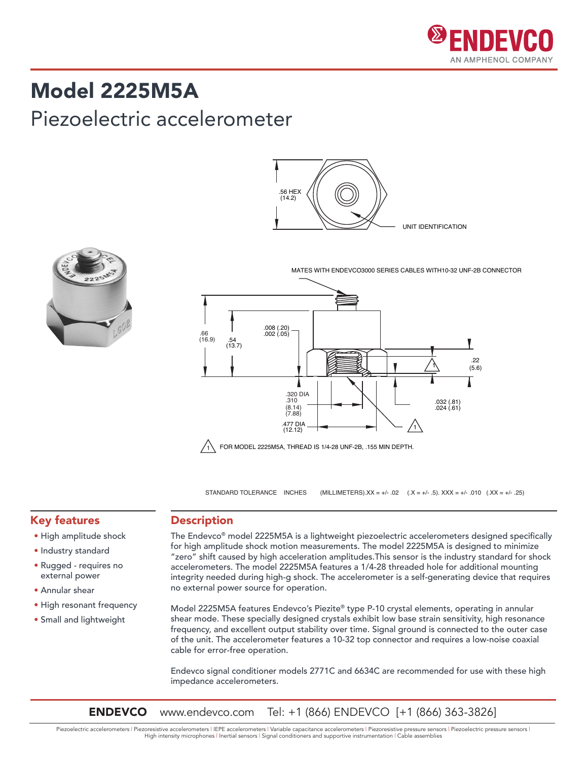# Model 2225M5A

## Piezoelectric accelerometer

.56 HEX
(14.2)

UNIT IDENTIFICATION

MATES WITH ENDEVCO3000 SERIES CABLES WITH10-32 UNF-2B CONNECTOR

.66 (16.9)

.54 (13.7)

.008 (.20)
.002 (.05)

.22 (5.6)

.320 DIA
.310
(8.14)
(7.88)

.477 DIA
(12.12)

.032 (.81)
.024 (.61)

1 FOR MODEL 2225M5A, THREAD IS 1/4-28 UNF-2B, .155 MIN DEPTH.

STANDARD TOLERANCE INCHES (MILLIMETERS).XX = +/- .02 (.X = +/- .5). XXX = +/- .010 (.XX = +/- .25)

## Key features

- High amplitude shock
- Industry standard
- Rugged - requires no external power
- Annular shear
- High resonant frequency
- Small and lightweight

## Description

The Endevco® model 2225M5A is a lightweight piezoelectric accelerometers designed specifically for high amplitude shock motion measurements. The model 2225M5A is designed to minimize "zero" shift caused by high acceleration amplitudes.This sensor is the industry standard for shock accelerometers. The model 2225M5A features a 1/4-28 threaded hole for additional mounting integrity needed during high-g shock. The accelerometer is a self-generating device that requires no external power source for operation.

Model 2225M5A features Endevco's Piezite® type P-10 crystal elements, operating in annular shear mode. These specially designed crystals exhibit low base strain sensitivity, high resonance frequency, and excellent output stability over time. Signal ground is connected to the outer case of the unit. The accelerometer features a 10-32 top connector and requires a low-noise coaxial cable for error-free operation.

Endevco signal conditioner models 2771C and 6634C are recommended for use with these high impedance accelerometers.

**ENDEVCO** www.endevco.com Tel: +1 (866) ENDEVCO [+1 (866) 363-3826]

Piezoelectric accelerometers | Piezoresistive accelerometers | IEPE accelerometers | Variable capacitance accelerometers | Piezoresistive pressure sensors | Piezoelectric pressure sensors | High intensity microphones | Inertial sensors | Signal conditioners and supportive instrumentation | Cable assemblies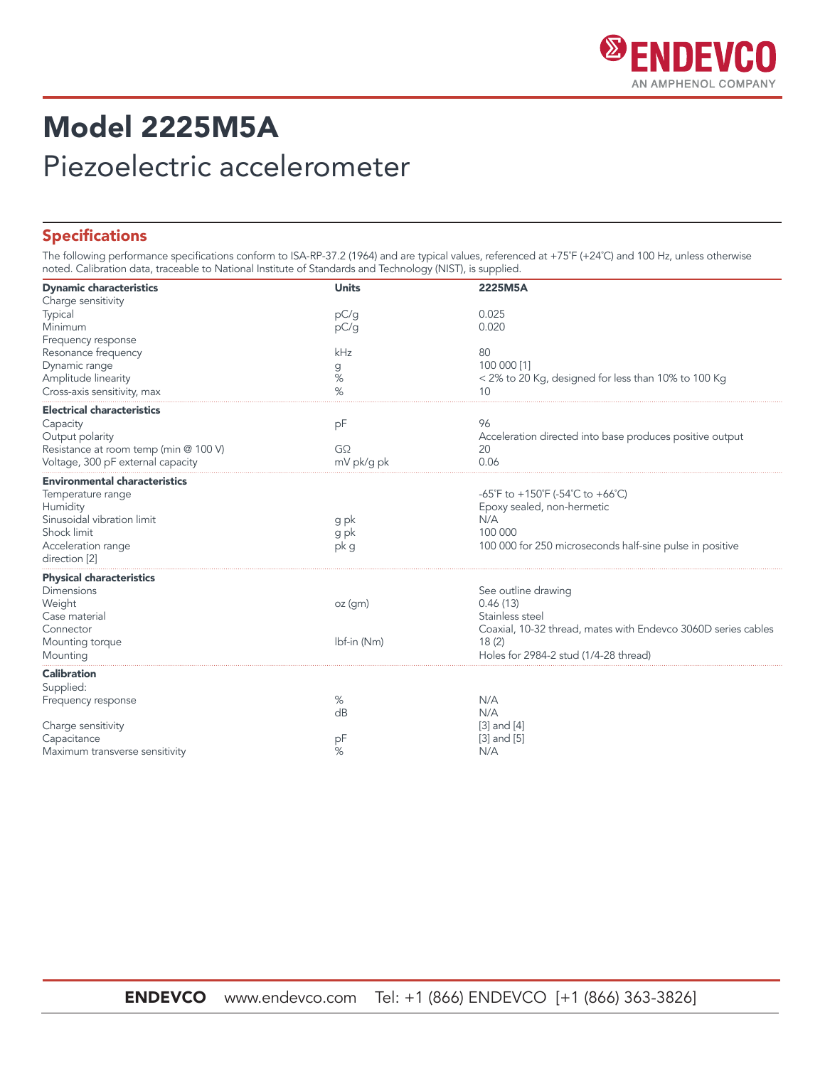# Model 2225M5A

Piezoelectric accelerometer

## Specifications

The following performance specifications conform to ISA-RP-37.2 (1964) and are typical values, referenced at +75˚F (+24˚C) and 100 Hz, unless otherwise noted. Calibration data, traceable to National Institute of Standards and Technology (NIST), is supplied.

| Dynamic characteristics | Units | 2225M5A |
|---|---|---|
| Charge sensitivity | | |
| Typical | pC/g | 0.025 |
| Minimum | pC/g | 0.020 |
| Frequency response | | |
| Resonance frequency | kHz | 80 |
| Dynamic range | g | 100 000 [1] |
| Amplitude linearity | % | < 2% to 20 Kg, designed for less than 10% to 100 Kg |
| Cross-axis sensitivity, max | % | 10 |
| **Electrical characteristics** | | |
| Capacity | pF | 96 |
| Output polarity | | Acceleration directed into base produces positive output |
| Resistance at room temp (min @ 100 V) | GΩ | 20 |
| Voltage, 300 pF external capacity | mV pk/g pk | 0.06 |
| **Environmental characteristics** | | |
| Temperature range | | -65˚F to +150˚F (-54˚C to +66˚C) |
| Humidity | | Epoxy sealed, non-hermetic |
| Sinusoidal vibration limit | g pk | N/A |
| Shock limit | g pk | 100 000 |
| Acceleration range direction [2] | pk g | 100 000 for 250 microseconds half-sine pulse in positive |
| **Physical characteristics** | | |
| Dimensions | | See outline drawing |
| Weight | oz (gm) | 0.46 (13) |
| Case material | | Stainless steel |
| Connector | | Coaxial, 10-32 thread, mates with Endevco 3060D series cables |
| Mounting torque | lbf-in (Nm) | 18 (2) |
| Mounting | | Holes for 2984-2 stud (1/4-28 thread) |
| **Calibration** | | |
| Supplied: | | |
| Frequency response | % | N/A |
| | dB | N/A |
| Charge sensitivity | | [3] and [4] |
| Capacitance | pF | [3] and [5] |
| Maximum transverse sensitivity | % | N/A |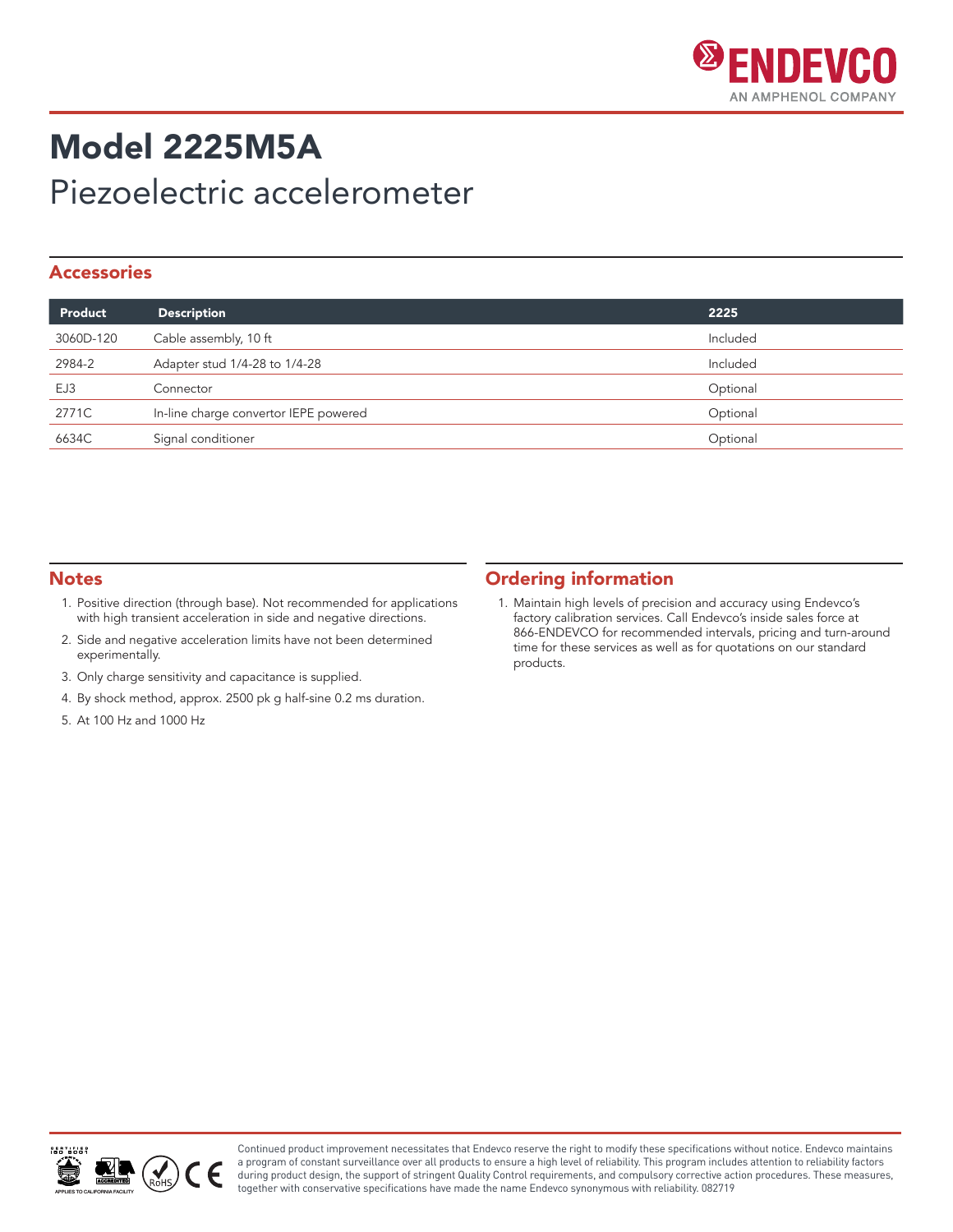# Model 2225M5A

Piezoelectric accelerometer

## Accessories

| Product | Description | 2225 |
| --- | --- | --- |
| 3060D-120 | Cable assembly, 10 ft | Included |
| 2984-2 | Adapter stud 1/4-28 to 1/4-28 | Included |
| EJ3 | Connector | Optional |
| 2771C | In-line charge convertor IEPE powered | Optional |
| 6634C | Signal conditioner | Optional |

## Notes

1. Positive direction (through base). Not recommended for applications with high transient acceleration in side and negative directions.
2. Side and negative acceleration limits have not been determined experimentally.
3. Only charge sensitivity and capacitance is supplied.
4. By shock method, approx. 2500 pk g half-sine 0.2 ms duration.
5. At 100 Hz and 1000 Hz

## Ordering information

1. Maintain high levels of precision and accuracy using Endevco's factory calibration services. Call Endevco's inside sales force at 866-ENDEVCO for recommended intervals, pricing and turn-around time for these services as well as for quotations on our standard products.

Continued product improvement necessitates that Endevco reserve the right to modify these specifications without notice. Endevco maintains a program of constant surveillance over all products to ensure a high level of reliability. This program includes attention to reliability factors during product design, the support of stringent Quality Control requirements, and compulsory corrective action procedures. These measures, together with conservative specifications have made the name Endevco synonymous with reliability. 082719